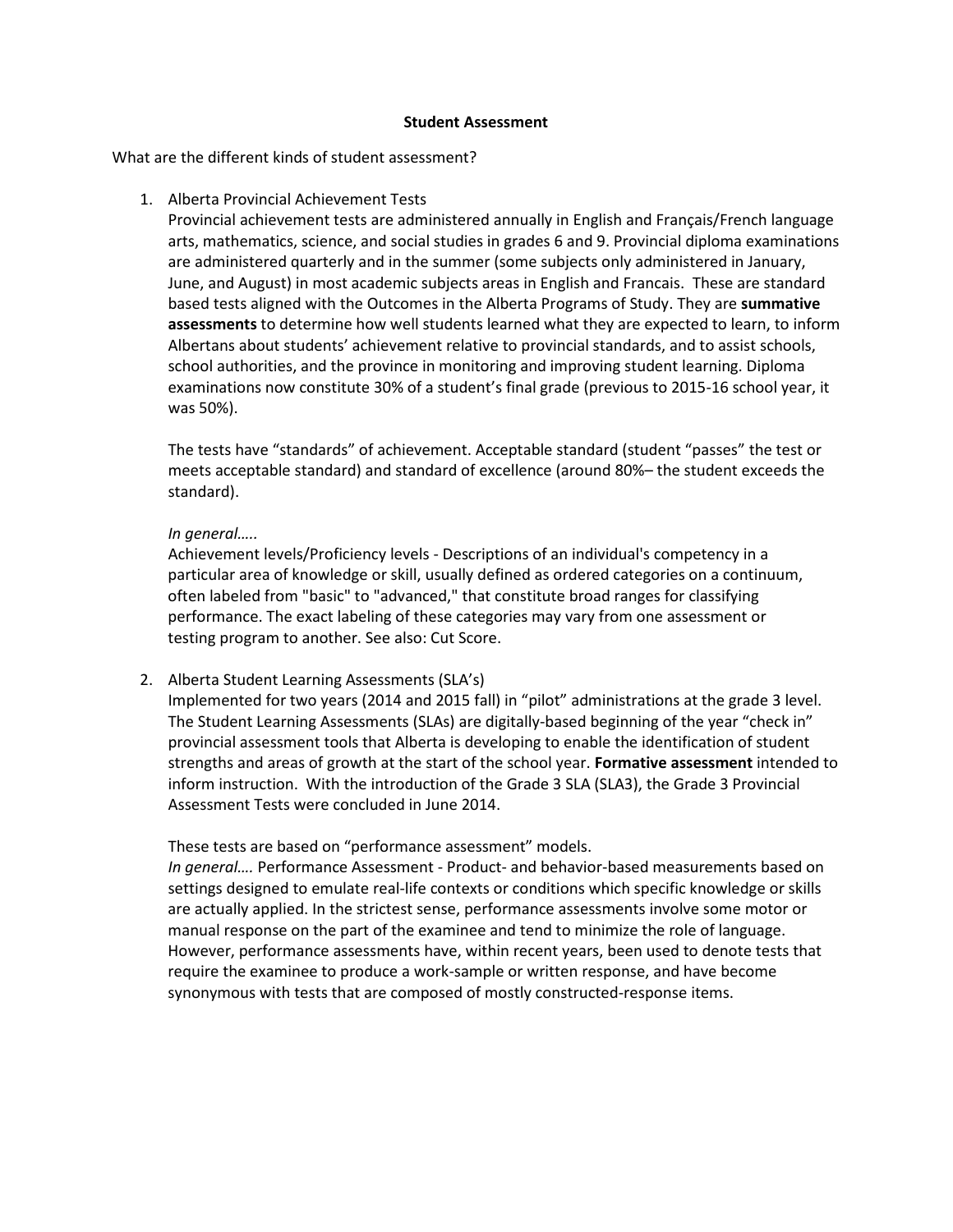# Student Assessment

What are the different kinds of student assessment?

1. Alberta Provincial Achievement Tests

   Provincial achievement tests are administered annually in English and Français/French language arts, mathematics, science, and social studies in grades 6 and 9. Provincial diploma examinations are administered quarterly and in the summer (some subjects only administered in January, June, and August) in most academic subjects areas in English and Francais. These are standard based tests aligned with the Outcomes in the Alberta Programs of Study. They are **summative assessments** to determine how well students learned what they are expected to learn, to inform Albertans about students' achievement relative to provincial standards, and to assist schools, school authorities, and the province in monitoring and improving student learning. Diploma examinations now constitute 30% of a student's final grade (previous to 2015-16 school year, it was 50%).

   The tests have "standards" of achievement. Acceptable standard (student "passes" the test or meets acceptable standard) and standard of excellence (around 80%– the student exceeds the standard).

   *In general…..*

   Achievement levels/Proficiency levels - Descriptions of an individual's competency in a particular area of knowledge or skill, usually defined as ordered categories on a continuum, often labeled from "basic" to "advanced," that constitute broad ranges for classifying performance. The exact labeling of these categories may vary from one assessment or testing program to another. See also: Cut Score.

2. Alberta Student Learning Assessments (SLA's)

   Implemented for two years (2014 and 2015 fall) in "pilot" administrations at the grade 3 level. The Student Learning Assessments (SLAs) are digitally-based beginning of the year "check in" provincial assessment tools that Alberta is developing to enable the identification of student strengths and areas of growth at the start of the school year. **Formative assessment** intended to inform instruction. With the introduction of the Grade 3 SLA (SLA3), the Grade 3 Provincial Assessment Tests were concluded in June 2014.

   These tests are based on "performance assessment" models.

   *In general….* Performance Assessment - Product- and behavior-based measurements based on settings designed to emulate real-life contexts or conditions which specific knowledge or skills are actually applied. In the strictest sense, performance assessments involve some motor or manual response on the part of the examinee and tend to minimize the role of language. However, performance assessments have, within recent years, been used to denote tests that require the examinee to produce a work-sample or written response, and have become synonymous with tests that are composed of mostly constructed-response items.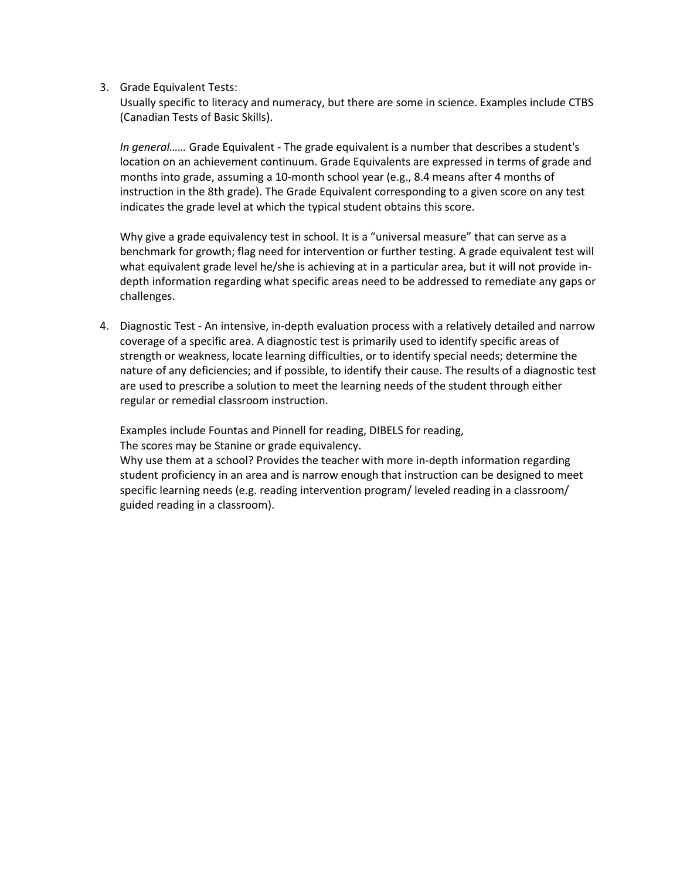3. Grade Equivalent Tests:
   Usually specific to literacy and numeracy, but there are some in science. Examples include CTBS (Canadian Tests of Basic Skills).

   *In general……* Grade Equivalent - The grade equivalent is a number that describes a student's location on an achievement continuum. Grade Equivalents are expressed in terms of grade and months into grade, assuming a 10-month school year (e.g., 8.4 means after 4 months of instruction in the 8th grade). The Grade Equivalent corresponding to a given score on any test indicates the grade level at which the typical student obtains this score.

   Why give a grade equivalency test in school. It is a "universal measure" that can serve as a benchmark for growth; flag need for intervention or further testing. A grade equivalent test will what equivalent grade level he/she is achieving at in a particular area, but it will not provide in-depth information regarding what specific areas need to be addressed to remediate any gaps or challenges.

4. Diagnostic Test - An intensive, in-depth evaluation process with a relatively detailed and narrow coverage of a specific area. A diagnostic test is primarily used to identify specific areas of strength or weakness, locate learning difficulties, or to identify special needs; determine the nature of any deficiencies; and if possible, to identify their cause. The results of a diagnostic test are used to prescribe a solution to meet the learning needs of the student through either regular or remedial classroom instruction.

   Examples include Fountas and Pinnell for reading, DIBELS for reading,
   The scores may be Stanine or grade equivalency.
   Why use them at a school? Provides the teacher with more in-depth information regarding student proficiency in an area and is narrow enough that instruction can be designed to meet specific learning needs (e.g. reading intervention program/ leveled reading in a classroom/ guided reading in a classroom).